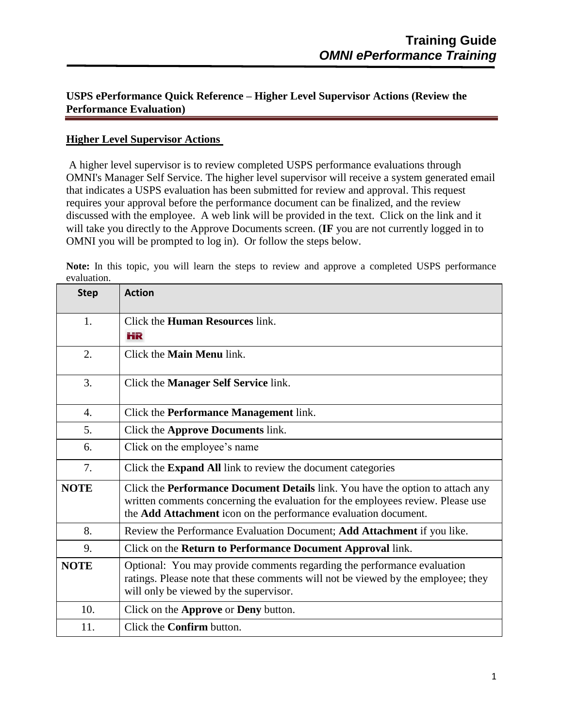## USPS ePerformance Quick Reference – Higher Level Supervisor Actions (Review the Performance Evaluation)

### Higher Level Supervisor Actions

A higher level supervisor is to review completed USPS performance evaluations through OMNI's Manager Self Service. The higher level supervisor will receive a system generated email that indicates a USPS evaluation has been submitted for review and approval. This request requires your approval before the performance document can be finalized, and the review discussed with the employee. A web link will be provided in the text. Click on the link and it will take you directly to the Approve Documents screen. (**IF** you are not currently logged in to OMNI you will be prompted to log in). Or follow the steps below.

**Note:** In this topic, you will learn the steps to review and approve a completed USPS performance evaluation.

| Step | Action |
|---|---|
| 1. | Click the **Human Resources** link. HR |
| 2. | Click the **Main Menu** link. |
| 3. | Click the **Manager Self Service** link. |
| 4. | Click the **Performance Management** link. |
| 5. | Click the **Approve Documents** link. |
| 6. | Click on the employee's name |
| 7. | Click the **Expand All** link to review the document categories |
| **NOTE** | Click the **Performance Document Details** link. You have the option to attach any written comments concerning the evaluation for the employees review. Please use the **Add Attachment** icon on the performance evaluation document. |
| 8. | Review the Performance Evaluation Document; **Add Attachment** if you like. |
| 9. | Click on the **Return to Performance Document Approval** link. |
| **NOTE** | Optional: You may provide comments regarding the performance evaluation ratings. Please note that these comments will not be viewed by the employee; they will only be viewed by the supervisor. |
| 10. | Click on the **Approve** or **Deny** button. |
| 11. | Click the **Confirm** button. |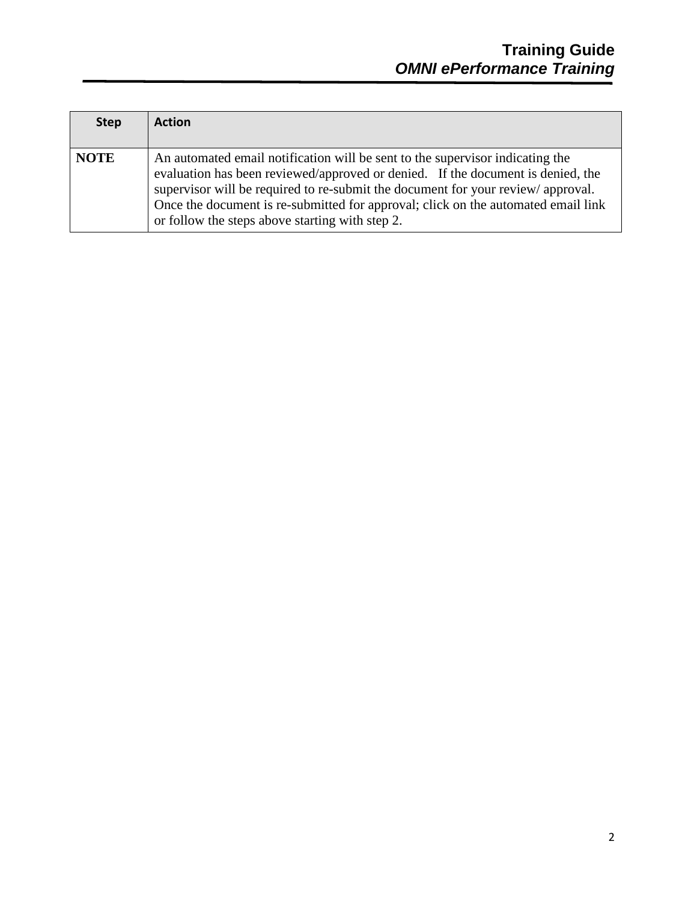| Step | Action |
| --- | --- |
| **NOTE** | An automated email notification will be sent to the supervisor indicating the evaluation has been reviewed/approved or denied. If the document is denied, the supervisor will be required to re-submit the document for your review/ approval. Once the document is re-submitted for approval; click on the automated email link or follow the steps above starting with step 2. |